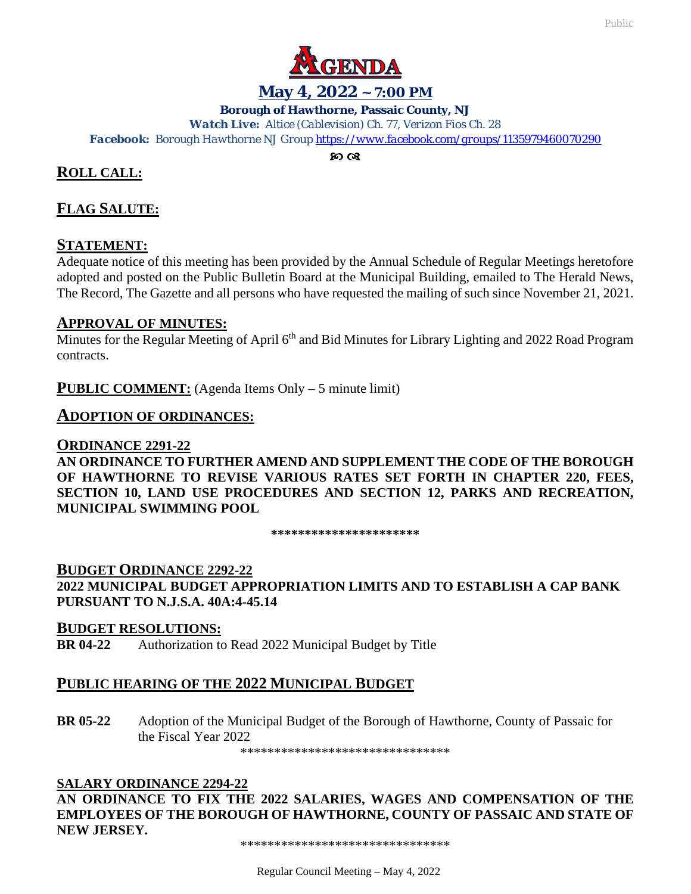# AGENDA

## May 4, 2022 ~ 7:00 PM

**Borough of Hawthorne, Passaic County, NJ**

***Watch Live:*** *Altice (Cablevision) Ch. 77, Verizon Fios Ch. 28*

***Facebook:*** *Borough Hawthorne NJ Group* https://www.facebook.com/groups/1135979460070290

## ROLL CALL:

## FLAG SALUTE:

## STATEMENT:

Adequate notice of this meeting has been provided by the Annual Schedule of Regular Meetings heretofore adopted and posted on the Public Bulletin Board at the Municipal Building, emailed to The Herald News, The Record, The Gazette and all persons who have requested the mailing of such since November 21, 2021.

## APPROVAL OF MINUTES:

Minutes for the Regular Meeting of April 6th and Bid Minutes for Library Lighting and 2022 Road Program contracts.

**PUBLIC COMMENT:** (Agenda Items Only – 5 minute limit)

## ADOPTION OF ORDINANCES:

### ORDINANCE 2291-22

**AN ORDINANCE TO FURTHER AMEND AND SUPPLEMENT THE CODE OF THE BOROUGH OF HAWTHORNE TO REVISE VARIOUS RATES SET FORTH IN CHAPTER 220, FEES, SECTION 10, LAND USE PROCEDURES AND SECTION 12, PARKS AND RECREATION, MUNICIPAL SWIMMING POOL**

**********************

### BUDGET ORDINANCE 2292-22

**2022 MUNICIPAL BUDGET APPROPRIATION LIMITS AND TO ESTABLISH A CAP BANK PURSUANT TO N.J.S.A. 40A:4-45.14**

### BUDGET RESOLUTIONS:

**BR 04-22** Authorization to Read 2022 Municipal Budget by Title

## PUBLIC HEARING OF THE 2022 MUNICIPAL BUDGET

**BR 05-22** Adoption of the Municipal Budget of the Borough of Hawthorne, County of Passaic for the Fiscal Year 2022

*******************************

### SALARY ORDINANCE 2294-22

**AN ORDINANCE TO FIX THE 2022 SALARIES, WAGES AND COMPENSATION OF THE EMPLOYEES OF THE BOROUGH OF HAWTHORNE, COUNTY OF PASSAIC AND STATE OF NEW JERSEY.**

*******************************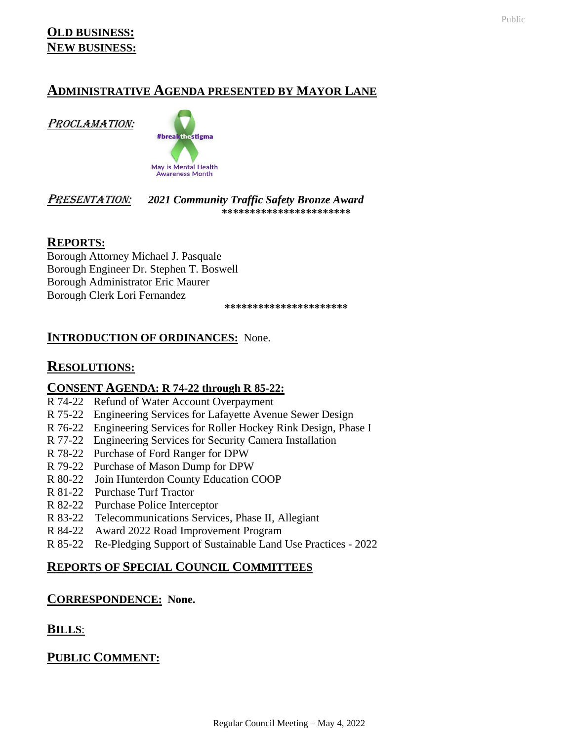**OLD BUSINESS:**
**NEW BUSINESS:**

## ADMINISTRATIVE AGENDA PRESENTED BY MAYOR LANE

***PROCLAMATION:***

#breakthestigma

May is Mental Health Awareness Month

***PRESENTATION:*** ***2021 Community Traffic Safety Bronze Award***

**********************

## REPORTS:

Borough Attorney Michael J. Pasquale
Borough Engineer Dr. Stephen T. Boswell
Borough Administrator Eric Maurer
Borough Clerk Lori Fernandez

*********************

## INTRODUCTION OF ORDINANCES: None.

## RESOLUTIONS:

### CONSENT AGENDA: R 74-22 through R 85-22:

R 74-22 Refund of Water Account Overpayment
R 75-22 Engineering Services for Lafayette Avenue Sewer Design
R 76-22 Engineering Services for Roller Hockey Rink Design, Phase I
R 77-22 Engineering Services for Security Camera Installation
R 78-22 Purchase of Ford Ranger for DPW
R 79-22 Purchase of Mason Dump for DPW
R 80-22 Join Hunterdon County Education COOP
R 81-22 Purchase Turf Tractor
R 82-22 Purchase Police Interceptor
R 83-22 Telecommunications Services, Phase II, Allegiant
R 84-22 Award 2022 Road Improvement Program
R 85-22 Re-Pledging Support of Sustainable Land Use Practices - 2022

## REPORTS OF SPECIAL COUNCIL COMMITTEES

## CORRESPONDENCE: None.

## BILLS:

## PUBLIC COMMENT: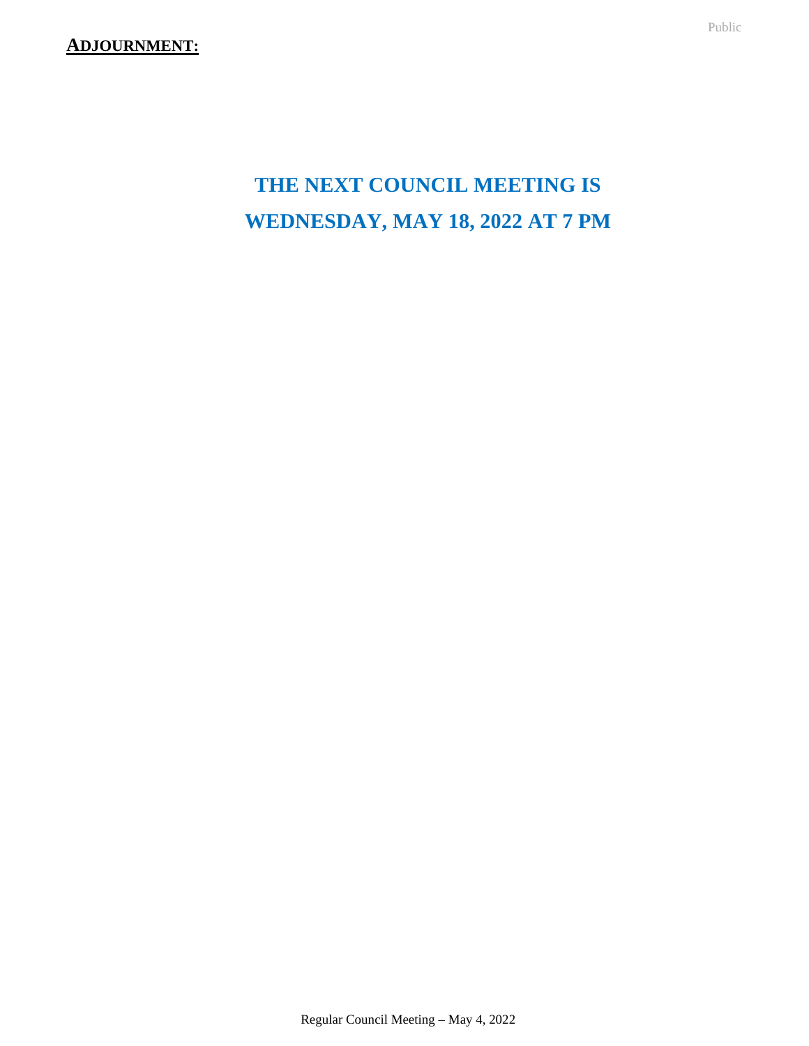**ADJOURNMENT:**

**THE NEXT COUNCIL MEETING IS WEDNESDAY, MAY 18, 2022 AT 7 PM**